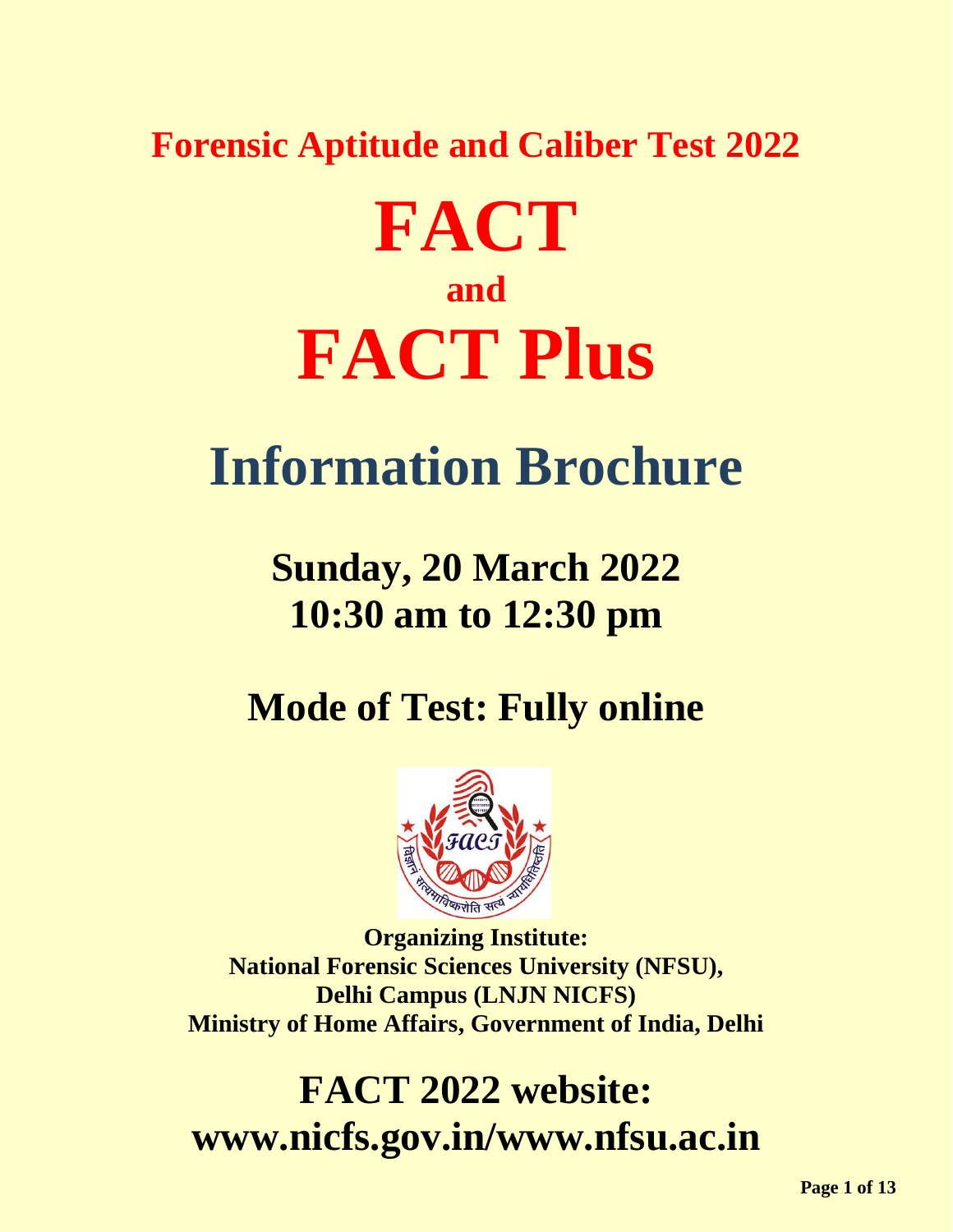## Forensic Aptitude and Caliber Test 2022

# FACT

## and

# FACT Plus

# Information Brochure

## Sunday, 20 March 2022
## 10:30 am to 12:30 pm

## Mode of Test: Fully online

**Organizing Institute:**
**National Forensic Sciences University (NFSU),**
**Delhi Campus (LNJN NICFS)**
**Ministry of Home Affairs, Government of India, Delhi**

## FACT 2022 website:
## www.nicfs.gov.in/www.nfsu.ac.in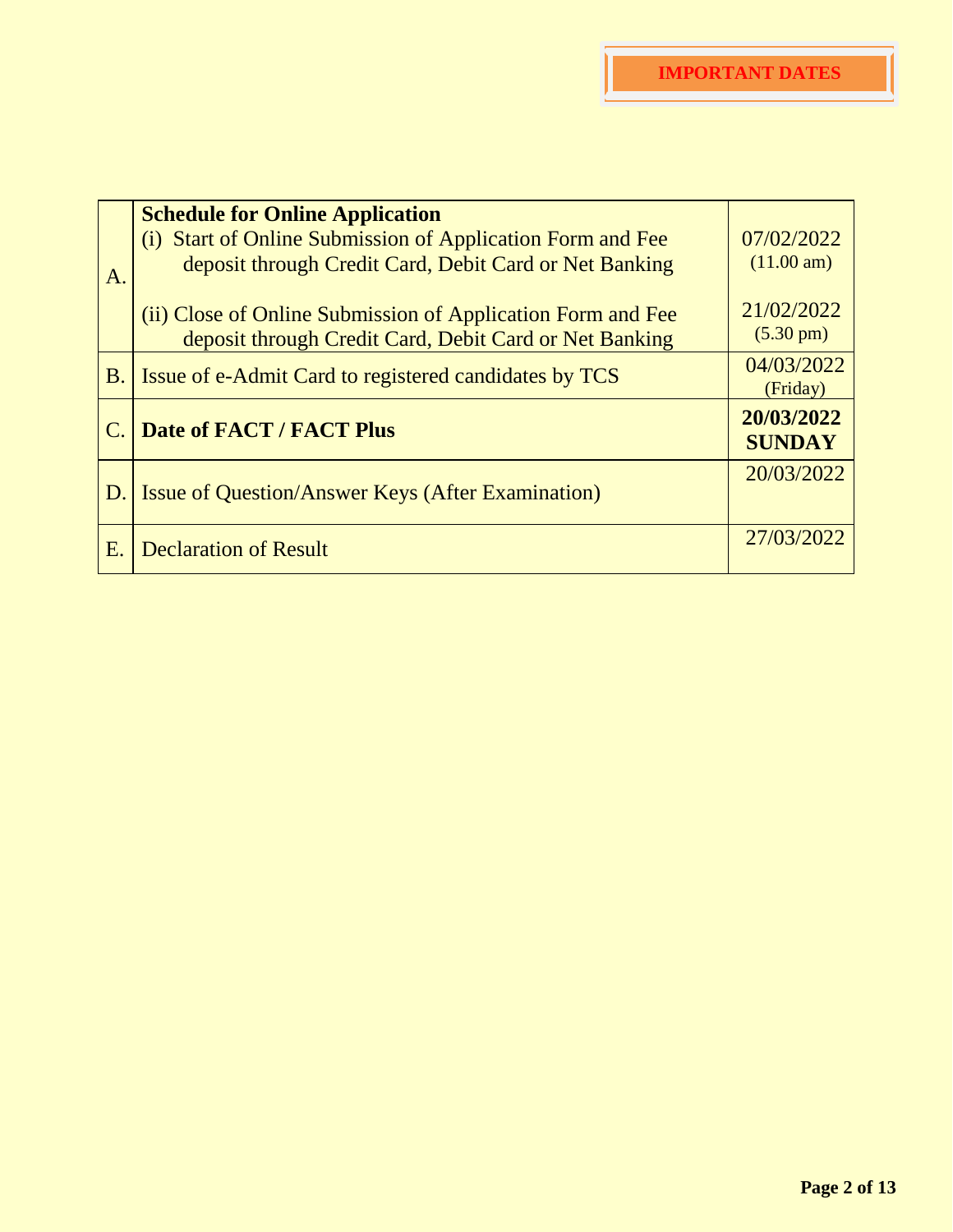## IMPORTANT DATES

| | | |
|---|---|---|
| A. | **Schedule for Online Application**<br>(i) Start of Online Submission of Application Form and Fee deposit through Credit Card, Debit Card or Net Banking<br>(ii) Close of Online Submission of Application Form and Fee deposit through Credit Card, Debit Card or Net Banking | 07/02/2022 (11.00 am)<br>21/02/2022 (5.30 pm) |
| B. | Issue of e-Admit Card to registered candidates by TCS | 04/03/2022 (Friday) |
| C. | **Date of FACT / FACT Plus** | **20/03/2022 SUNDAY** |
| D. | Issue of Question/Answer Keys (After Examination) | 20/03/2022 |
| E. | Declaration of Result | 27/03/2022 |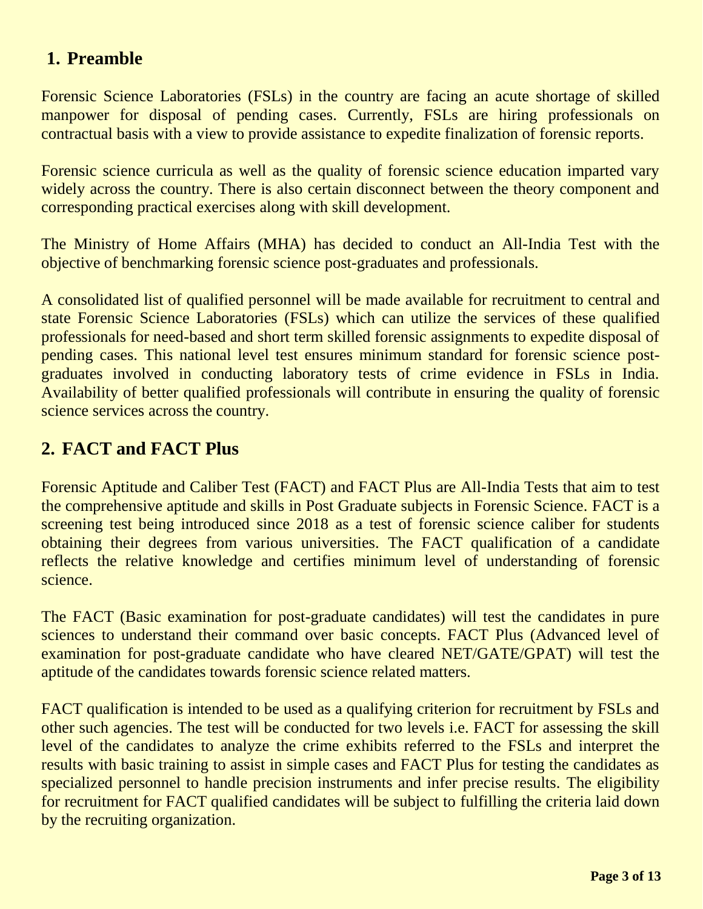## 1. Preamble

Forensic Science Laboratories (FSLs) in the country are facing an acute shortage of skilled manpower for disposal of pending cases. Currently, FSLs are hiring professionals on contractual basis with a view to provide assistance to expedite finalization of forensic reports.

Forensic science curricula as well as the quality of forensic science education imparted vary widely across the country. There is also certain disconnect between the theory component and corresponding practical exercises along with skill development.

The Ministry of Home Affairs (MHA) has decided to conduct an All-India Test with the objective of benchmarking forensic science post-graduates and professionals.

A consolidated list of qualified personnel will be made available for recruitment to central and state Forensic Science Laboratories (FSLs) which can utilize the services of these qualified professionals for need-based and short term skilled forensic assignments to expedite disposal of pending cases. This national level test ensures minimum standard for forensic science post-graduates involved in conducting laboratory tests of crime evidence in FSLs in India. Availability of better qualified professionals will contribute in ensuring the quality of forensic science services across the country.

## 2. FACT and FACT Plus

Forensic Aptitude and Caliber Test (FACT) and FACT Plus are All-India Tests that aim to test the comprehensive aptitude and skills in Post Graduate subjects in Forensic Science. FACT is a screening test being introduced since 2018 as a test of forensic science caliber for students obtaining their degrees from various universities. The FACT qualification of a candidate reflects the relative knowledge and certifies minimum level of understanding of forensic science.

The FACT (Basic examination for post-graduate candidates) will test the candidates in pure sciences to understand their command over basic concepts. FACT Plus (Advanced level of examination for post-graduate candidate who have cleared NET/GATE/GPAT) will test the aptitude of the candidates towards forensic science related matters.

FACT qualification is intended to be used as a qualifying criterion for recruitment by FSLs and other such agencies. The test will be conducted for two levels i.e. FACT for assessing the skill level of the candidates to analyze the crime exhibits referred to the FSLs and interpret the results with basic training to assist in simple cases and FACT Plus for testing the candidates as specialized personnel to handle precision instruments and infer precise results. The eligibility for recruitment for FACT qualified candidates will be subject to fulfilling the criteria laid down by the recruiting organization.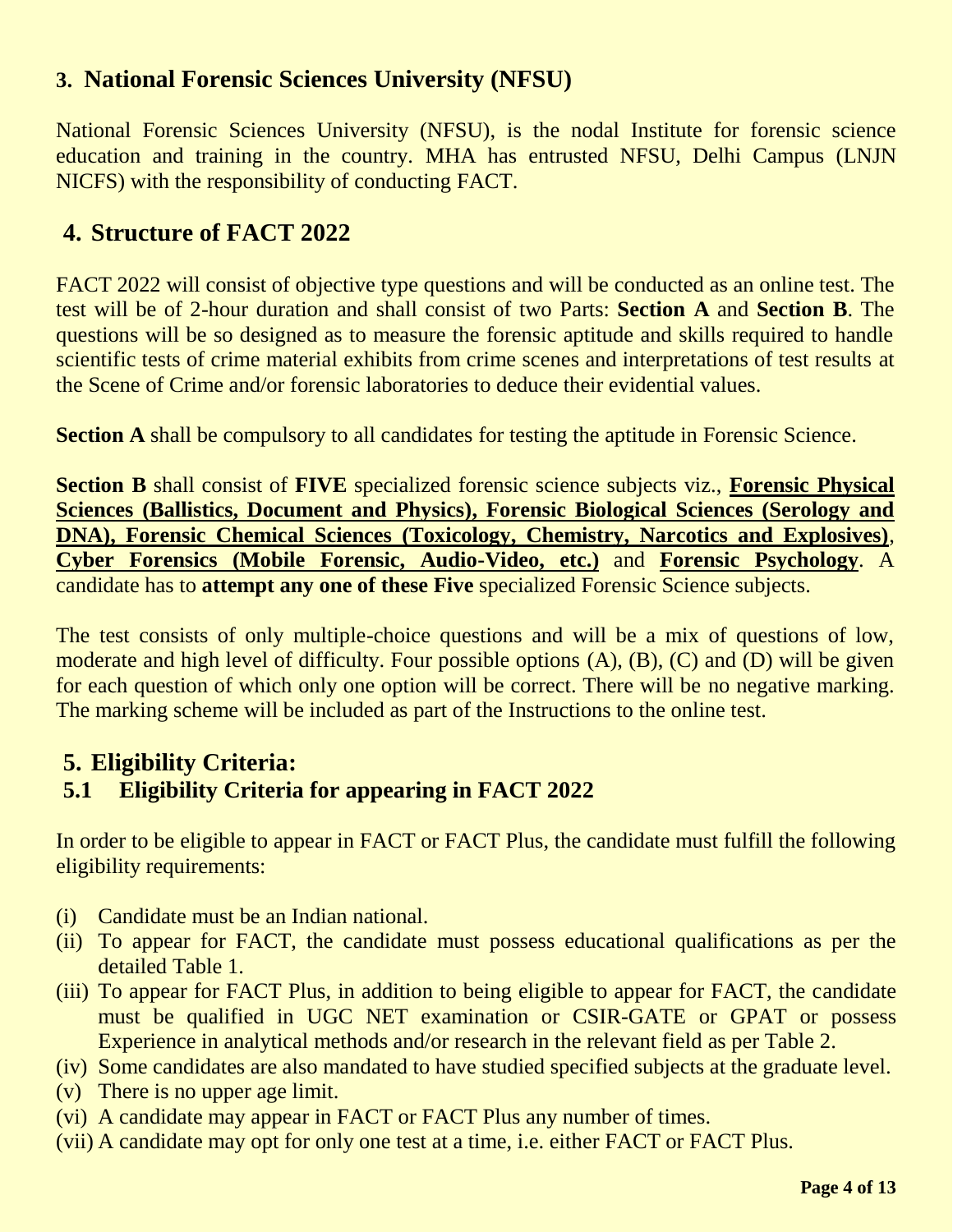## 3. National Forensic Sciences University (NFSU)

National Forensic Sciences University (NFSU), is the nodal Institute for forensic science education and training in the country. MHA has entrusted NFSU, Delhi Campus (LNJN NICFS) with the responsibility of conducting FACT.

## 4. Structure of FACT 2022

FACT 2022 will consist of objective type questions and will be conducted as an online test. The test will be of 2-hour duration and shall consist of two Parts: **Section A** and **Section B**. The questions will be so designed as to measure the forensic aptitude and skills required to handle scientific tests of crime material exhibits from crime scenes and interpretations of test results at the Scene of Crime and/or forensic laboratories to deduce their evidential values.

**Section A** shall be compulsory to all candidates for testing the aptitude in Forensic Science.

**Section B** shall consist of **FIVE** specialized forensic science subjects viz., **Forensic Physical Sciences (Ballistics, Document and Physics), Forensic Biological Sciences (Serology and DNA), Forensic Chemical Sciences (Toxicology, Chemistry, Narcotics and Explosives)**, **Cyber Forensics (Mobile Forensic, Audio-Video, etc.)** and **Forensic Psychology**. A candidate has to **attempt any one of these Five** specialized Forensic Science subjects.

The test consists of only multiple-choice questions and will be a mix of questions of low, moderate and high level of difficulty. Four possible options (A), (B), (C) and (D) will be given for each question of which only one option will be correct. There will be no negative marking. The marking scheme will be included as part of the Instructions to the online test.

## 5. Eligibility Criteria:

### 5.1 Eligibility Criteria for appearing in FACT 2022

In order to be eligible to appear in FACT or FACT Plus, the candidate must fulfill the following eligibility requirements:

(i) Candidate must be an Indian national.
(ii) To appear for FACT, the candidate must possess educational qualifications as per the detailed Table 1.
(iii) To appear for FACT Plus, in addition to being eligible to appear for FACT, the candidate must be qualified in UGC NET examination or CSIR-GATE or GPAT or possess Experience in analytical methods and/or research in the relevant field as per Table 2.
(iv) Some candidates are also mandated to have studied specified subjects at the graduate level.
(v) There is no upper age limit.
(vi) A candidate may appear in FACT or FACT Plus any number of times.
(vii) A candidate may opt for only one test at a time, i.e. either FACT or FACT Plus.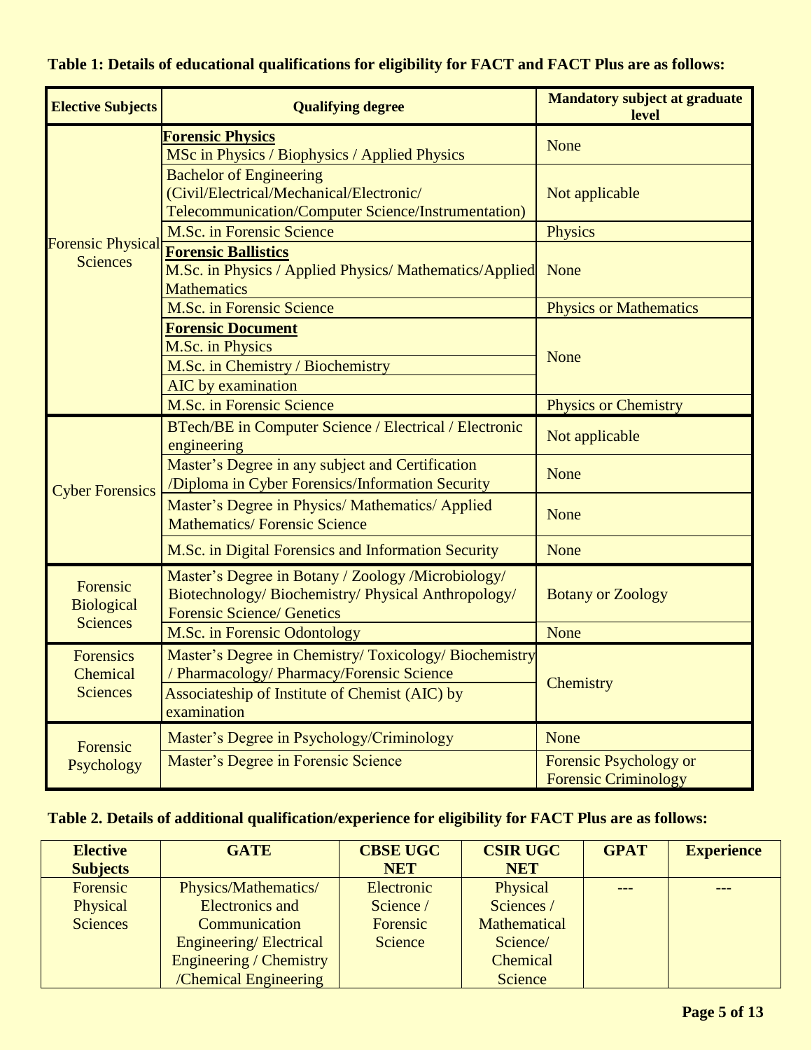**Table 1: Details of educational qualifications for eligibility for FACT and FACT Plus are as follows:**

| Elective Subjects | Qualifying degree | Mandatory subject at graduate level |
|---|---|---|
| Forensic Physical Sciences | **Forensic Physics**<br>MSc in Physics / Biophysics / Applied Physics | None |
| | Bachelor of Engineering (Civil/Electrical/Mechanical/Electronic/ Telecommunication/Computer Science/Instrumentation) | Not applicable |
| | M.Sc. in Forensic Science | Physics |
| | **Forensic Ballistics**<br>M.Sc. in Physics / Applied Physics/ Mathematics/Applied Mathematics | None |
| | M.Sc. in Forensic Science | Physics or Mathematics |
| | **Forensic Document**<br>M.Sc. in Physics | None |
| | M.Sc. in Chemistry / Biochemistry | None |
| | AIC by examination | None |
| | M.Sc. in Forensic Science | Physics or Chemistry |
| Cyber Forensics | BTech/BE in Computer Science / Electrical / Electronic engineering | Not applicable |
| | Master's Degree in any subject and Certification /Diploma in Cyber Forensics/Information Security | None |
| | Master's Degree in Physics/ Mathematics/ Applied Mathematics/ Forensic Science | None |
| | M.Sc. in Digital Forensics and Information Security | None |
| Forensic Biological Sciences | Master's Degree in Botany / Zoology /Microbiology/ Biotechnology/ Biochemistry/ Physical Anthropology/ Forensic Science/ Genetics | Botany or Zoology |
| | M.Sc. in Forensic Odontology | None |
| Forensics Chemical Sciences | Master's Degree in Chemistry/ Toxicology/ Biochemistry / Pharmacology/ Pharmacy/Forensic Science | Chemistry |
| | Associateship of Institute of Chemist (AIC) by examination | Chemistry |
| Forensic Psychology | Master's Degree in Psychology/Criminology | None |
| | Master's Degree in Forensic Science | Forensic Psychology or Forensic Criminology |

**Table 2. Details of additional qualification/experience for eligibility for FACT Plus are as follows:**

| Elective Subjects | GATE | CBSE UGC NET | CSIR UGC NET | GPAT | Experience |
|---|---|---|---|---|---|
| Forensic Physical Sciences | Physics/Mathematics/ Electronics and Communication Engineering/ Electrical Engineering / Chemistry /Chemical Engineering | Electronic Science / Forensic Science | Physical Sciences / Mathematical Science/ Chemical Science | --- | --- |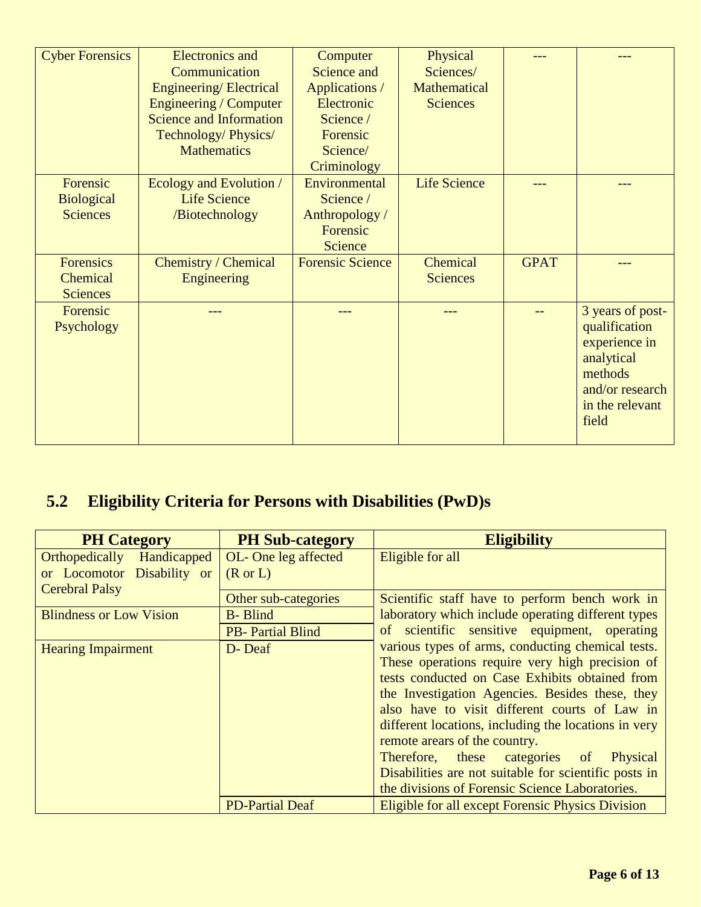| | | | | | |
|---|---|---|---|---|---|
| Cyber Forensics | Electronics and Communication Engineering/ Electrical Engineering / Computer Science and Information Technology/ Physics/ Mathematics | Computer Science and Applications / Electronic Science / Forensic Science/ Criminology | Physical Sciences/ Mathematical Sciences | --- | --- |
| Forensic Biological Sciences | Ecology and Evolution / Life Science /Biotechnology | Environmental Science / Anthropology / Forensic Science | Life Science | --- | --- |
| Forensics Chemical Sciences | Chemistry / Chemical Engineering | Forensic Science | Chemical Sciences | GPAT | --- |
| Forensic Psychology | --- | --- | --- | -- | 3 years of post-qualification experience in analytical methods and/or research in the relevant field |

## 5.2 Eligibility Criteria for Persons with Disabilities (PwD)s

| PH Category | PH Sub-category | Eligibility |
|---|---|---|
| Orthopedically Handicapped or Locomotor Disability or Cerebral Palsy | OL- One leg affected (R or L) | Eligible for all |
| | Other sub-categories | Scientific staff have to perform bench work in laboratory which include operating different types of scientific sensitive equipment, operating various types of arms, conducting chemical tests. These operations require very high precision of tests conducted on Case Exhibits obtained from the Investigation Agencies. Besides these, they also have to visit different courts of Law in different locations, including the locations in very remote arears of the country. Therefore, these categories of Physical Disabilities are not suitable for scientific posts in the divisions of Forensic Science Laboratories. |
| Blindness or Low Vision | B- Blind | |
| | PB- Partial Blind | |
| Hearing Impairment | D- Deaf | |
| | PD-Partial Deaf | Eligible for all except Forensic Physics Division |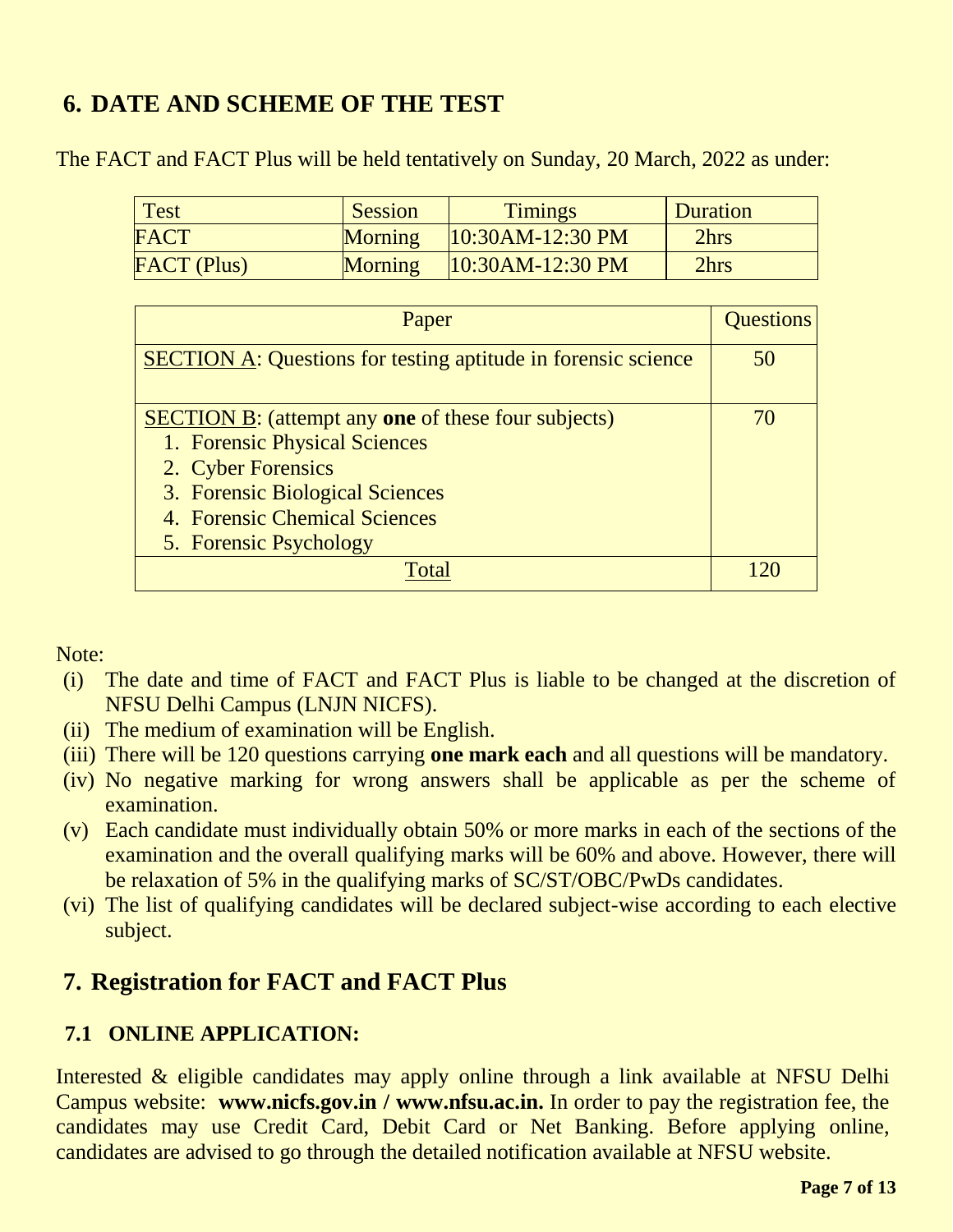## 6. DATE AND SCHEME OF THE TEST

The FACT and FACT Plus will be held tentatively on Sunday, 20 March, 2022 as under:

| Test | Session | Timings | Duration |
|---|---|---|---|
| FACT | Morning | 10:30AM-12:30 PM | 2hrs |
| FACT (Plus) | Morning | 10:30AM-12:30 PM | 2hrs |

| Paper | Questions |
|---|---|
| SECTION A: Questions for testing aptitude in forensic science | 50 |
| SECTION B: (attempt any **one** of these four subjects)<br>1. Forensic Physical Sciences<br>2. Cyber Forensics<br>3. Forensic Biological Sciences<br>4. Forensic Chemical Sciences<br>5. Forensic Psychology | 70 |
| Total | 120 |

Note:

(i) The date and time of FACT and FACT Plus is liable to be changed at the discretion of NFSU Delhi Campus (LNJN NICFS).

(ii) The medium of examination will be English.

(iii) There will be 120 questions carrying **one mark each** and all questions will be mandatory.

(iv) No negative marking for wrong answers shall be applicable as per the scheme of examination.

(v) Each candidate must individually obtain 50% or more marks in each of the sections of the examination and the overall qualifying marks will be 60% and above. However, there will be relaxation of 5% in the qualifying marks of SC/ST/OBC/PwDs candidates.

(vi) The list of qualifying candidates will be declared subject-wise according to each elective subject.

## 7. Registration for FACT and FACT Plus

### 7.1 ONLINE APPLICATION:

Interested & eligible candidates may apply online through a link available at NFSU Delhi Campus website: **www.nicfs.gov.in / www.nfsu.ac.in.** In order to pay the registration fee, the candidates may use Credit Card, Debit Card or Net Banking. Before applying online, candidates are advised to go through the detailed notification available at NFSU website.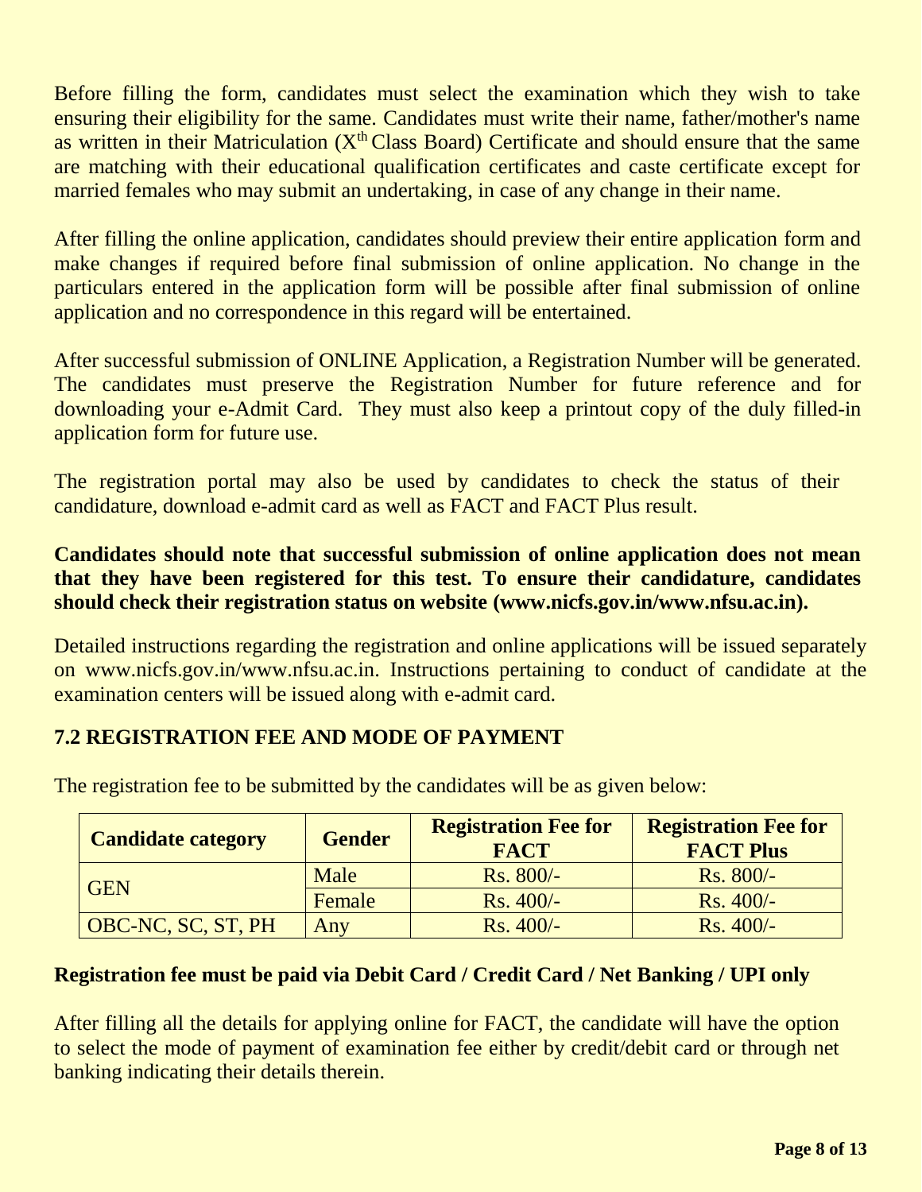Before filling the form, candidates must select the examination which they wish to take ensuring their eligibility for the same. Candidates must write their name, father/mother's name as written in their Matriculation ($X^{th}$ Class Board) Certificate and should ensure that the same are matching with their educational qualification certificates and caste certificate except for married females who may submit an undertaking, in case of any change in their name.

After filling the online application, candidates should preview their entire application form and make changes if required before final submission of online application. No change in the particulars entered in the application form will be possible after final submission of online application and no correspondence in this regard will be entertained.

After successful submission of ONLINE Application, a Registration Number will be generated. The candidates must preserve the Registration Number for future reference and for downloading your e-Admit Card. They must also keep a printout copy of the duly filled-in application form for future use.

The registration portal may also be used by candidates to check the status of their candidature, download e-admit card as well as FACT and FACT Plus result.

**Candidates should note that successful submission of online application does not mean that they have been registered for this test. To ensure their candidature, candidates should check their registration status on website (www.nicfs.gov.in/www.nfsu.ac.in).**

Detailed instructions regarding the registration and online applications will be issued separately on www.nicfs.gov.in/www.nfsu.ac.in. Instructions pertaining to conduct of candidate at the examination centers will be issued along with e-admit card.

### 7.2 REGISTRATION FEE AND MODE OF PAYMENT

The registration fee to be submitted by the candidates will be as given below:

| Candidate category | Gender | Registration Fee for FACT | Registration Fee for FACT Plus |
|---|---|---|---|
| GEN | Male | Rs. 800/- | Rs. 800/- |
| | Female | Rs. 400/- | Rs. 400/- |
| OBC-NC, SC, ST, PH | Any | Rs. 400/- | Rs. 400/- |

**Registration fee must be paid via Debit Card / Credit Card / Net Banking / UPI only**

After filling all the details for applying online for FACT, the candidate will have the option to select the mode of payment of examination fee either by credit/debit card or through net banking indicating their details therein.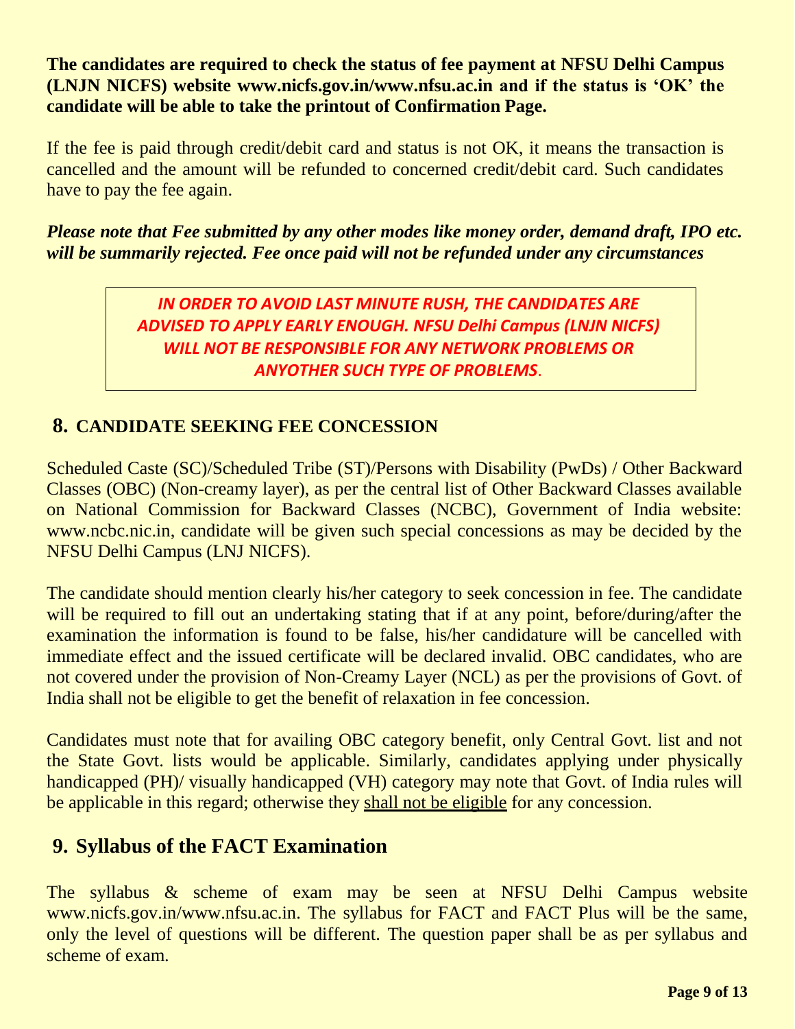**The candidates are required to check the status of fee payment at NFSU Delhi Campus (LNJN NICFS) website www.nicfs.gov.in/www.nfsu.ac.in and if the status is 'OK' the candidate will be able to take the printout of Confirmation Page.**

If the fee is paid through credit/debit card and status is not OK, it means the transaction is cancelled and the amount will be refunded to concerned credit/debit card. Such candidates have to pay the fee again.

***Please note that Fee submitted by any other modes like money order, demand draft, IPO etc. will be summarily rejected. Fee once paid will not be refunded under any circumstances***

> ***IN ORDER TO AVOID LAST MINUTE RUSH, THE CANDIDATES ARE ADVISED TO APPLY EARLY ENOUGH. NFSU Delhi Campus (LNJN NICFS) WILL NOT BE RESPONSIBLE FOR ANY NETWORK PROBLEMS OR ANYOTHER SUCH TYPE OF PROBLEMS.***

## 8. CANDIDATE SEEKING FEE CONCESSION

Scheduled Caste (SC)/Scheduled Tribe (ST)/Persons with Disability (PwDs) / Other Backward Classes (OBC) (Non-creamy layer), as per the central list of Other Backward Classes available on National Commission for Backward Classes (NCBC), Government of India website: www.ncbc.nic.in, candidate will be given such special concessions as may be decided by the NFSU Delhi Campus (LNJ NICFS).

The candidate should mention clearly his/her category to seek concession in fee. The candidate will be required to fill out an undertaking stating that if at any point, before/during/after the examination the information is found to be false, his/her candidature will be cancelled with immediate effect and the issued certificate will be declared invalid. OBC candidates, who are not covered under the provision of Non-Creamy Layer (NCL) as per the provisions of Govt. of India shall not be eligible to get the benefit of relaxation in fee concession.

Candidates must note that for availing OBC category benefit, only Central Govt. list and not the State Govt. lists would be applicable. Similarly, candidates applying under physically handicapped (PH)/ visually handicapped (VH) category may note that Govt. of India rules will be applicable in this regard; otherwise they shall not be eligible for any concession.

## 9. Syllabus of the FACT Examination

The syllabus & scheme of exam may be seen at NFSU Delhi Campus website www.nicfs.gov.in/www.nfsu.ac.in. The syllabus for FACT and FACT Plus will be the same, only the level of questions will be different. The question paper shall be as per syllabus and scheme of exam.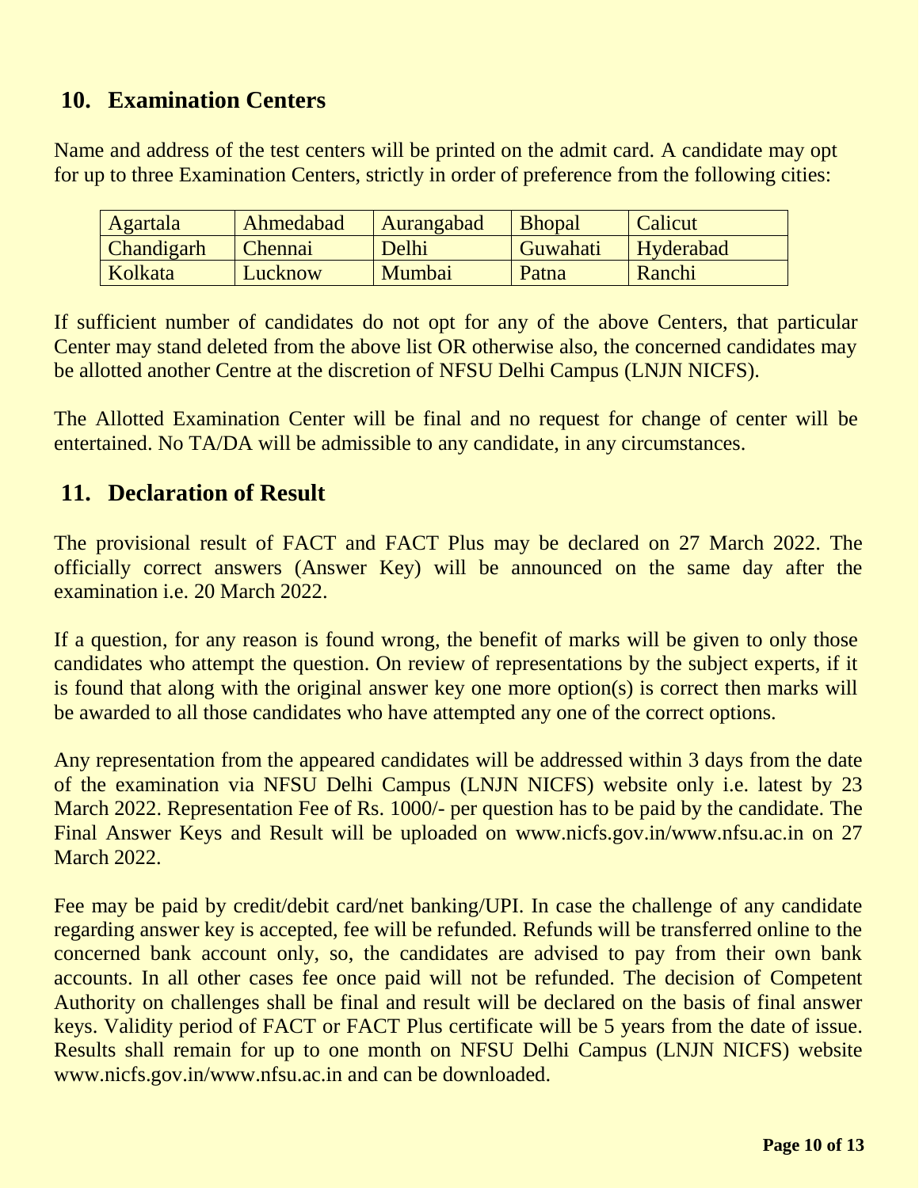## 10. Examination Centers

Name and address of the test centers will be printed on the admit card. A candidate may opt for up to three Examination Centers, strictly in order of preference from the following cities:

| | | | | |
|---|---|---|---|---|
| Agartala | Ahmedabad | Aurangabad | Bhopal | Calicut |
| Chandigarh | Chennai | Delhi | Guwahati | Hyderabad |
| Kolkata | Lucknow | Mumbai | Patna | Ranchi |

If sufficient number of candidates do not opt for any of the above Centers, that particular Center may stand deleted from the above list OR otherwise also, the concerned candidates may be allotted another Centre at the discretion of NFSU Delhi Campus (LNJN NICFS).

The Allotted Examination Center will be final and no request for change of center will be entertained. No TA/DA will be admissible to any candidate, in any circumstances.

## 11. Declaration of Result

The provisional result of FACT and FACT Plus may be declared on 27 March 2022. The officially correct answers (Answer Key) will be announced on the same day after the examination i.e. 20 March 2022.

If a question, for any reason is found wrong, the benefit of marks will be given to only those candidates who attempt the question. On review of representations by the subject experts, if it is found that along with the original answer key one more option(s) is correct then marks will be awarded to all those candidates who have attempted any one of the correct options.

Any representation from the appeared candidates will be addressed within 3 days from the date of the examination via NFSU Delhi Campus (LNJN NICFS) website only i.e. latest by 23 March 2022. Representation Fee of Rs. 1000/- per question has to be paid by the candidate. The Final Answer Keys and Result will be uploaded on www.nicfs.gov.in/www.nfsu.ac.in on 27 March 2022.

Fee may be paid by credit/debit card/net banking/UPI. In case the challenge of any candidate regarding answer key is accepted, fee will be refunded. Refunds will be transferred online to the concerned bank account only, so, the candidates are advised to pay from their own bank accounts. In all other cases fee once paid will not be refunded. The decision of Competent Authority on challenges shall be final and result will be declared on the basis of final answer keys. Validity period of FACT or FACT Plus certificate will be 5 years from the date of issue. Results shall remain for up to one month on NFSU Delhi Campus (LNJN NICFS) website www.nicfs.gov.in/www.nfsu.ac.in and can be downloaded.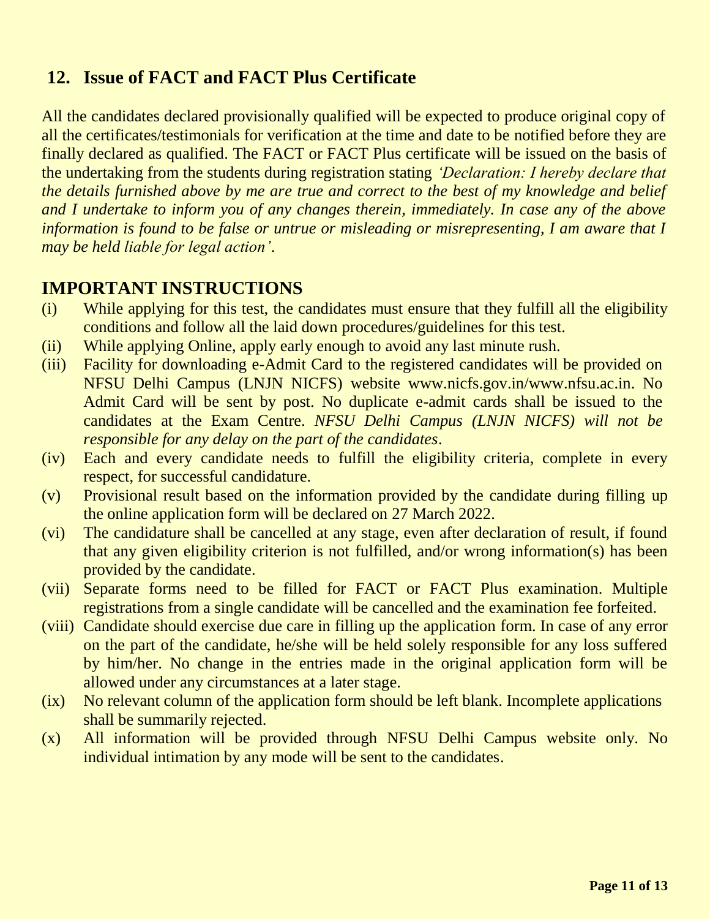## 12. Issue of FACT and FACT Plus Certificate

All the candidates declared provisionally qualified will be expected to produce original copy of all the certificates/testimonials for verification at the time and date to be notified before they are finally declared as qualified. The FACT or FACT Plus certificate will be issued on the basis of the undertaking from the students during registration stating *'Declaration: I hereby declare that the details furnished above by me are true and correct to the best of my knowledge and belief and I undertake to inform you of any changes therein, immediately. In case any of the above information is found to be false or untrue or misleading or misrepresenting, I am aware that I may be held liable for legal action'*.

## IMPORTANT INSTRUCTIONS

(i) While applying for this test, the candidates must ensure that they fulfill all the eligibility conditions and follow all the laid down procedures/guidelines for this test.

(ii) While applying Online, apply early enough to avoid any last minute rush.

(iii) Facility for downloading e-Admit Card to the registered candidates will be provided on NFSU Delhi Campus (LNJN NICFS) website www.nicfs.gov.in/www.nfsu.ac.in. No Admit Card will be sent by post. No duplicate e-admit cards shall be issued to the candidates at the Exam Centre. *NFSU Delhi Campus (LNJN NICFS) will not be responsible for any delay on the part of the candidates*.

(iv) Each and every candidate needs to fulfill the eligibility criteria, complete in every respect, for successful candidature.

(v) Provisional result based on the information provided by the candidate during filling up the online application form will be declared on 27 March 2022.

(vi) The candidature shall be cancelled at any stage, even after declaration of result, if found that any given eligibility criterion is not fulfilled, and/or wrong information(s) has been provided by the candidate.

(vii) Separate forms need to be filled for FACT or FACT Plus examination. Multiple registrations from a single candidate will be cancelled and the examination fee forfeited.

(viii) Candidate should exercise due care in filling up the application form. In case of any error on the part of the candidate, he/she will be held solely responsible for any loss suffered by him/her. No change in the entries made in the original application form will be allowed under any circumstances at a later stage.

(ix) No relevant column of the application form should be left blank. Incomplete applications shall be summarily rejected.

(x) All information will be provided through NFSU Delhi Campus website only. No individual intimation by any mode will be sent to the candidates.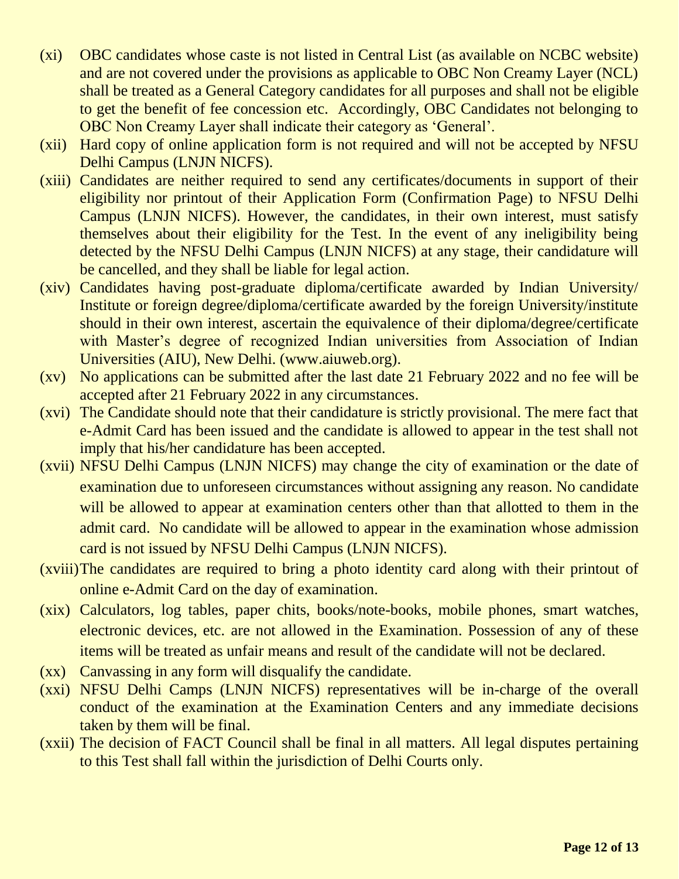(xi) OBC candidates whose caste is not listed in Central List (as available on NCBC website) and are not covered under the provisions as applicable to OBC Non Creamy Layer (NCL) shall be treated as a General Category candidates for all purposes and shall not be eligible to get the benefit of fee concession etc. Accordingly, OBC Candidates not belonging to OBC Non Creamy Layer shall indicate their category as 'General'.

(xii) Hard copy of online application form is not required and will not be accepted by NFSU Delhi Campus (LNJN NICFS).

(xiii) Candidates are neither required to send any certificates/documents in support of their eligibility nor printout of their Application Form (Confirmation Page) to NFSU Delhi Campus (LNJN NICFS). However, the candidates, in their own interest, must satisfy themselves about their eligibility for the Test. In the event of any ineligibility being detected by the NFSU Delhi Campus (LNJN NICFS) at any stage, their candidature will be cancelled, and they shall be liable for legal action.

(xiv) Candidates having post-graduate diploma/certificate awarded by Indian University/ Institute or foreign degree/diploma/certificate awarded by the foreign University/institute should in their own interest, ascertain the equivalence of their diploma/degree/certificate with Master's degree of recognized Indian universities from Association of Indian Universities (AIU), New Delhi. (www.aiuweb.org).

(xv) No applications can be submitted after the last date 21 February 2022 and no fee will be accepted after 21 February 2022 in any circumstances.

(xvi) The Candidate should note that their candidature is strictly provisional. The mere fact that e-Admit Card has been issued and the candidate is allowed to appear in the test shall not imply that his/her candidature has been accepted.

(xvii) NFSU Delhi Campus (LNJN NICFS) may change the city of examination or the date of examination due to unforeseen circumstances without assigning any reason. No candidate will be allowed to appear at examination centers other than that allotted to them in the admit card. No candidate will be allowed to appear in the examination whose admission card is not issued by NFSU Delhi Campus (LNJN NICFS).

(xviii) The candidates are required to bring a photo identity card along with their printout of online e-Admit Card on the day of examination.

(xix) Calculators, log tables, paper chits, books/note-books, mobile phones, smart watches, electronic devices, etc. are not allowed in the Examination. Possession of any of these items will be treated as unfair means and result of the candidate will not be declared.

(xx) Canvassing in any form will disqualify the candidate.

(xxi) NFSU Delhi Camps (LNJN NICFS) representatives will be in-charge of the overall conduct of the examination at the Examination Centers and any immediate decisions taken by them will be final.

(xxii) The decision of FACT Council shall be final in all matters. All legal disputes pertaining to this Test shall fall within the jurisdiction of Delhi Courts only.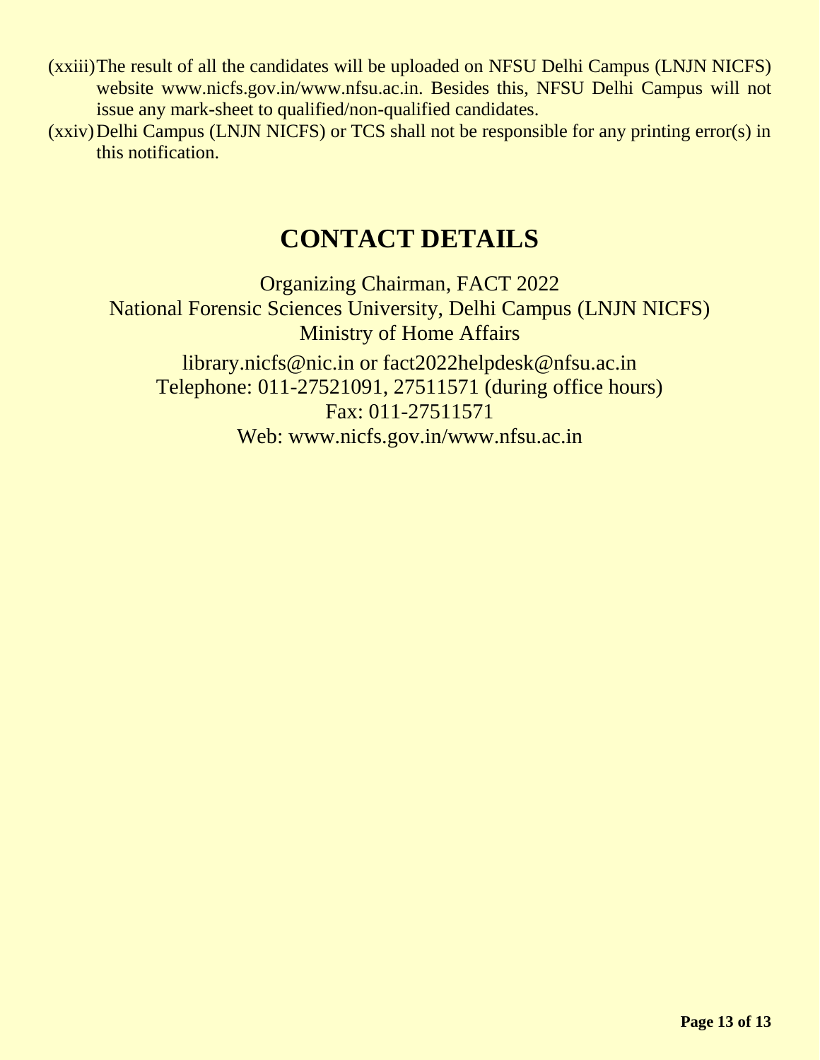(xxiii) The result of all the candidates will be uploaded on NFSU Delhi Campus (LNJN NICFS) website www.nicfs.gov.in/www.nfsu.ac.in. Besides this, NFSU Delhi Campus will not issue any mark-sheet to qualified/non-qualified candidates.

(xxiv) Delhi Campus (LNJN NICFS) or TCS shall not be responsible for any printing error(s) in this notification.

# CONTACT DETAILS

Organizing Chairman, FACT 2022
National Forensic Sciences University, Delhi Campus (LNJN NICFS)
Ministry of Home Affairs
library.nicfs@nic.in or fact2022helpdesk@nfsu.ac.in
Telephone: 011-27521091, 27511571 (during office hours)
Fax: 011-27511571
Web: www.nicfs.gov.in/www.nfsu.ac.in